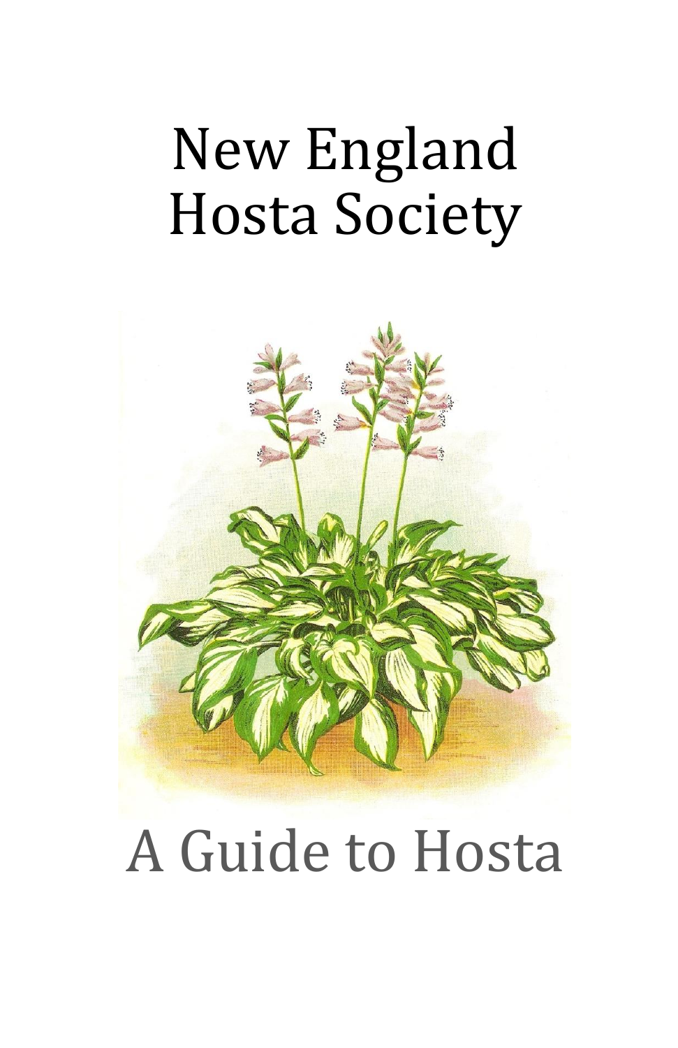# New England Hosta Society

# A Guide to Hosta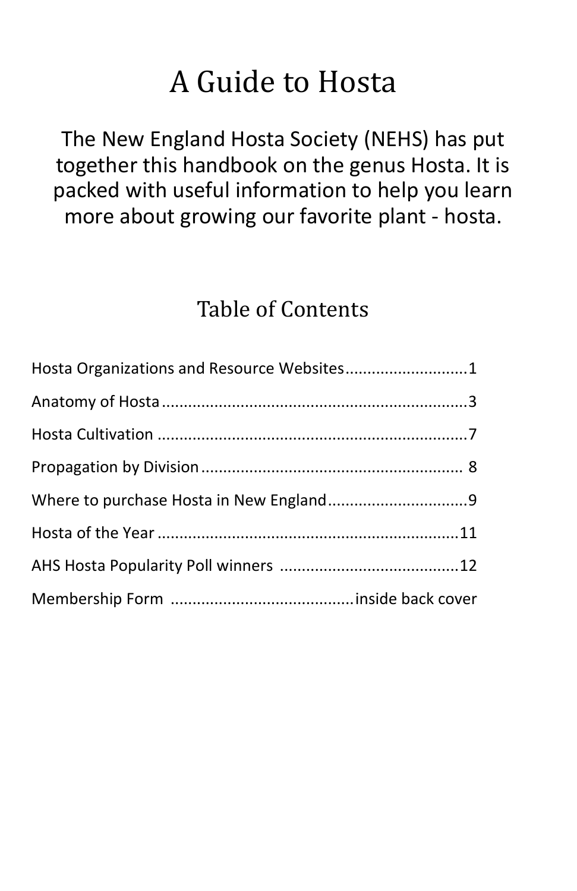# A Guide to Hosta

The New England Hosta Society (NEHS) has put together this handbook on the genus Hosta. It is packed with useful information to help you learn more about growing our favorite plant - hosta.

## Table of Contents

Hosta Organizations and Resource Websites............................1

Anatomy of Hosta.....................................................................3

Hosta Cultivation .....................................................................7

Propagation by Division........................................................... 8

Where to purchase Hosta in New England................................9

Hosta of the Year ....................................................................11

AHS Hosta Popularity Poll winners ........................................12

Membership Form .........................................inside back cover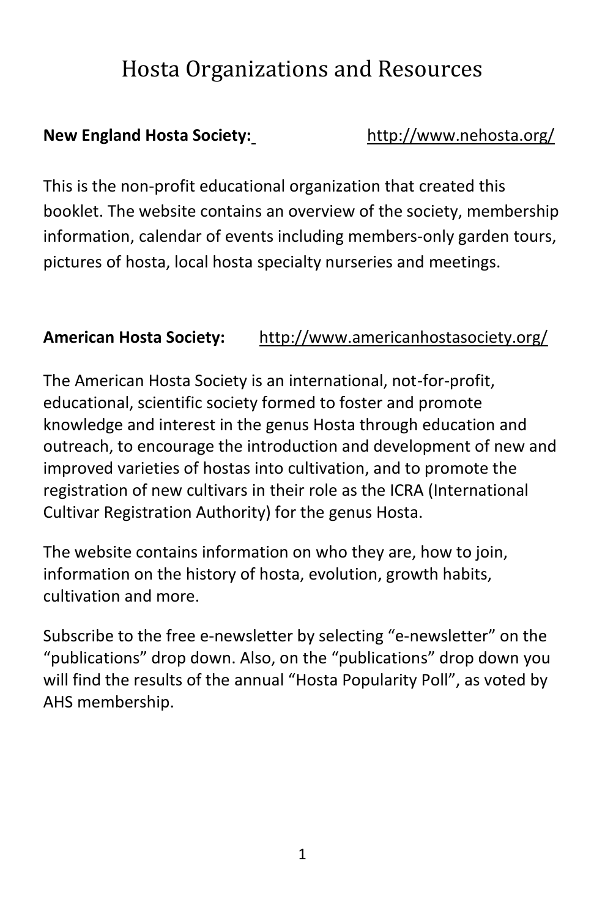# Hosta Organizations and Resources

**New England Hosta Society:** http://www.nehosta.org/

This is the non-profit educational organization that created this booklet. The website contains an overview of the society, membership information, calendar of events including members-only garden tours, pictures of hosta, local hosta specialty nurseries and meetings.

**American Hosta Society:** http://www.americanhostasociety.org/

The American Hosta Society is an international, not-for-profit, educational, scientific society formed to foster and promote knowledge and interest in the genus Hosta through education and outreach, to encourage the introduction and development of new and improved varieties of hostas into cultivation, and to promote the registration of new cultivars in their role as the ICRA (International Cultivar Registration Authority) for the genus Hosta.

The website contains information on who they are, how to join, information on the history of hosta, evolution, growth habits, cultivation and more.

Subscribe to the free e-newsletter by selecting "e-newsletter" on the "publications" drop down. Also, on the "publications" drop down you will find the results of the annual "Hosta Popularity Poll", as voted by AHS membership.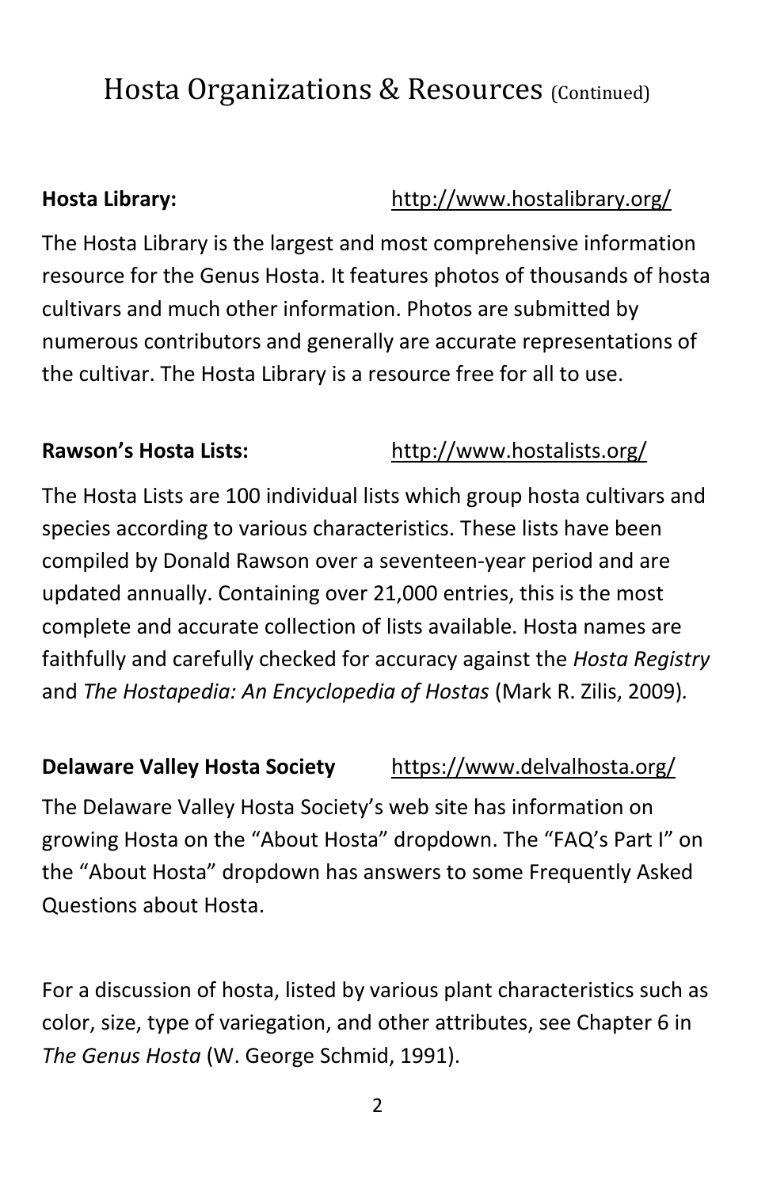# Hosta Organizations & Resources (Continued)

**Hosta Library:** http://www.hostalibrary.org/

The Hosta Library is the largest and most comprehensive information resource for the Genus Hosta. It features photos of thousands of hosta cultivars and much other information. Photos are submitted by numerous contributors and generally are accurate representations of the cultivar. The Hosta Library is a resource free for all to use.

**Rawson's Hosta Lists:** http://www.hostalists.org/

The Hosta Lists are 100 individual lists which group hosta cultivars and species according to various characteristics. These lists have been compiled by Donald Rawson over a seventeen-year period and are updated annually. Containing over 21,000 entries, this is the most complete and accurate collection of lists available. Hosta names are faithfully and carefully checked for accuracy against the *Hosta Registry* and *The Hostapedia: An Encyclopedia of Hostas* (Mark R. Zilis, 2009).

**Delaware Valley Hosta Society** https://www.delvalhosta.org/

The Delaware Valley Hosta Society's web site has information on growing Hosta on the "About Hosta" dropdown. The "FAQ's Part I" on the "About Hosta" dropdown has answers to some Frequently Asked Questions about Hosta.

For a discussion of hosta, listed by various plant characteristics such as color, size, type of variegation, and other attributes, see Chapter 6 in *The Genus Hosta* (W. George Schmid, 1991).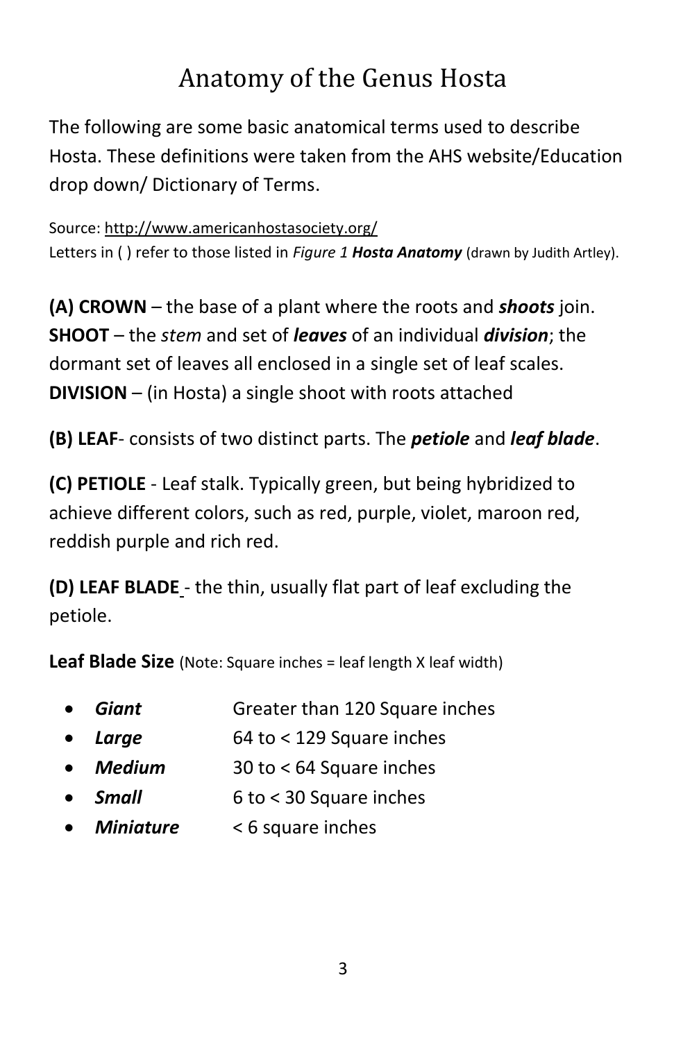# Anatomy of the Genus Hosta

The following are some basic anatomical terms used to describe Hosta. These definitions were taken from the AHS website/Education drop down/ Dictionary of Terms.

Source: http://www.americanhostasociety.org/
Letters in ( ) refer to those listed in *Figure 1* ***Hosta Anatomy*** (drawn by Judith Artley).

**(A) CROWN** – the base of a plant where the roots and ***shoots*** join.
**SHOOT** – the *stem* and set of ***leaves*** of an individual ***division***; the dormant set of leaves all enclosed in a single set of leaf scales.
**DIVISION** – (in Hosta) a single shoot with roots attached

**(B) LEAF**- consists of two distinct parts. The ***petiole*** and ***leaf blade***.

**(C) PETIOLE** - Leaf stalk. Typically green, but being hybridized to achieve different colors, such as red, purple, violet, maroon red, reddish purple and rich red.

**(D) LEAF BLADE** - the thin, usually flat part of leaf excluding the petiole.

**Leaf Blade Size** (Note: Square inches = leaf length X leaf width)

- ***Giant*** Greater than 120 Square inches
- ***Large*** 64 to < 129 Square inches
- ***Medium*** 30 to < 64 Square inches
- ***Small*** 6 to < 30 Square inches
- ***Miniature*** < 6 square inches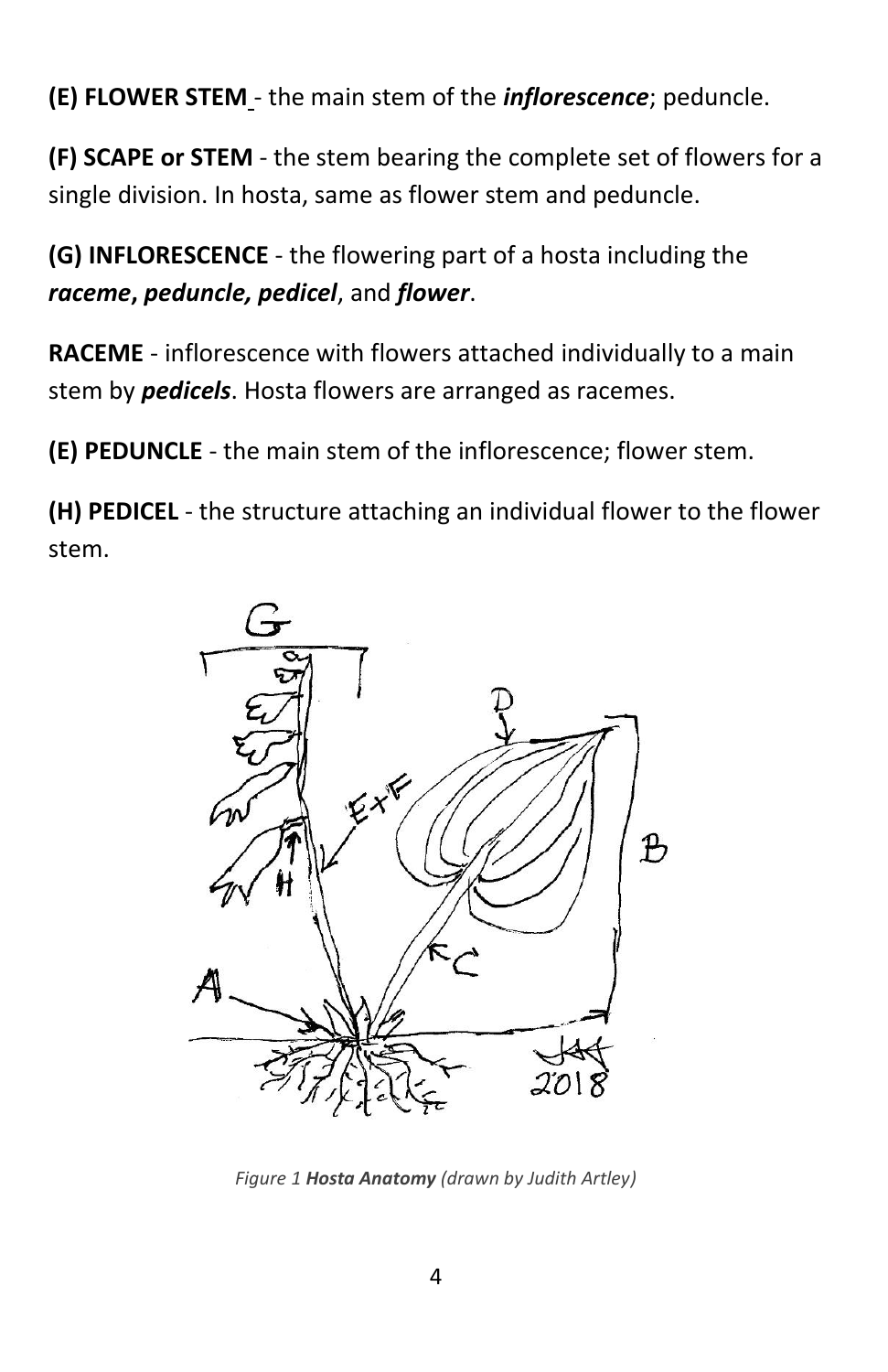**(E) FLOWER STEM** - the main stem of the ***inflorescence***; peduncle.

**(F) SCAPE or STEM** - the stem bearing the complete set of flowers for a single division. In hosta, same as flower stem and peduncle.

**(G) INFLORESCENCE** - the flowering part of a hosta including the ***raceme*, *peduncle, pedicel***, and ***flower***.

**RACEME** - inflorescence with flowers attached individually to a main stem by ***pedicels***. Hosta flowers are arranged as racemes.

**(E) PEDUNCLE** - the main stem of the inflorescence; flower stem.

**(H) PEDICEL** - the structure attaching an individual flower to the flower stem.

*Figure 1* ***Hosta Anatomy*** *(drawn by Judith Artley)*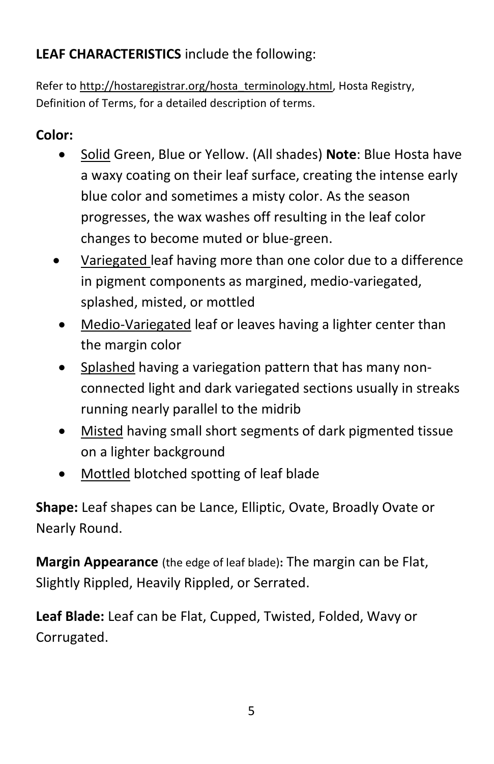**LEAF CHARACTERISTICS** include the following:

Refer to http://hostaregistrar.org/hosta_terminology.html, Hosta Registry, Definition of Terms, for a detailed description of terms.

**Color:**

- Solid Green, Blue or Yellow. (All shades) **Note**: Blue Hosta have a waxy coating on their leaf surface, creating the intense early blue color and sometimes a misty color. As the season progresses, the wax washes off resulting in the leaf color changes to become muted or blue-green.
- Variegated leaf having more than one color due to a difference in pigment components as margined, medio-variegated, splashed, misted, or mottled
- Medio-Variegated leaf or leaves having a lighter center than the margin color
- Splashed having a variegation pattern that has many non-connected light and dark variegated sections usually in streaks running nearly parallel to the midrib
- Misted having small short segments of dark pigmented tissue on a lighter background
- Mottled blotched spotting of leaf blade

**Shape:** Leaf shapes can be Lance, Elliptic, Ovate, Broadly Ovate or Nearly Round.

**Margin Appearance** (the edge of leaf blade)**:** The margin can be Flat, Slightly Rippled, Heavily Rippled, or Serrated.

**Leaf Blade:** Leaf can be Flat, Cupped, Twisted, Folded, Wavy or Corrugated.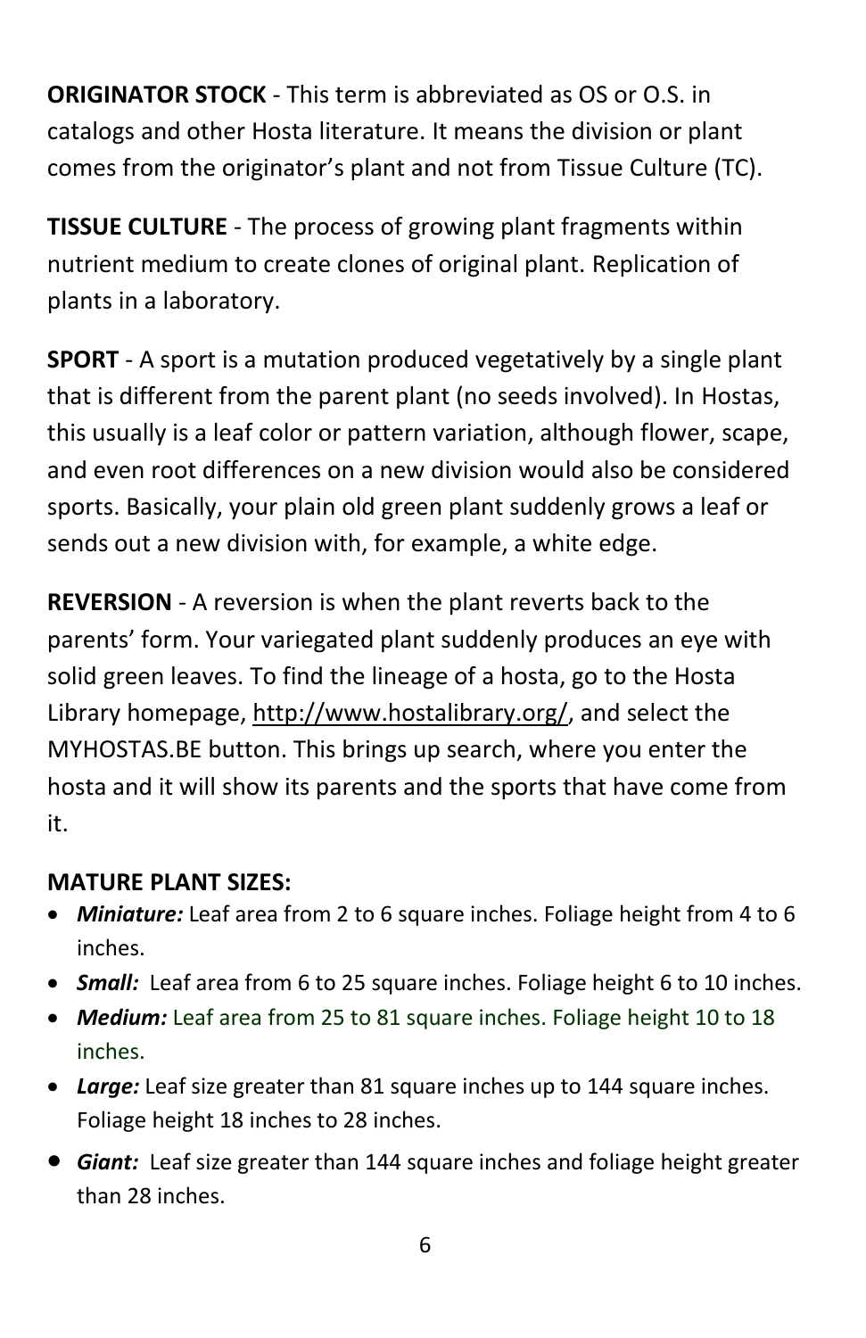**ORIGINATOR STOCK** - This term is abbreviated as OS or O.S. in catalogs and other Hosta literature. It means the division or plant comes from the originator's plant and not from Tissue Culture (TC).

**TISSUE CULTURE** - The process of growing plant fragments within nutrient medium to create clones of original plant. Replication of plants in a laboratory.

**SPORT** - A sport is a mutation produced vegetatively by a single plant that is different from the parent plant (no seeds involved). In Hostas, this usually is a leaf color or pattern variation, although flower, scape, and even root differences on a new division would also be considered sports. Basically, your plain old green plant suddenly grows a leaf or sends out a new division with, for example, a white edge.

**REVERSION** - A reversion is when the plant reverts back to the parents' form. Your variegated plant suddenly produces an eye with solid green leaves. To find the lineage of a hosta, go to the Hosta Library homepage, http://www.hostalibrary.org/, and select the MYHOSTAS.BE button. This brings up search, where you enter the hosta and it will show its parents and the sports that have come from it.

**MATURE PLANT SIZES:**

- ***Miniature:*** Leaf area from 2 to 6 square inches. Foliage height from 4 to 6 inches.
- ***Small:*** Leaf area from 6 to 25 square inches. Foliage height 6 to 10 inches.
- ***Medium:*** Leaf area from 25 to 81 square inches. Foliage height 10 to 18 inches.
- ***Large:*** Leaf size greater than 81 square inches up to 144 square inches. Foliage height 18 inches to 28 inches.
- ***Giant:*** Leaf size greater than 144 square inches and foliage height greater than 28 inches.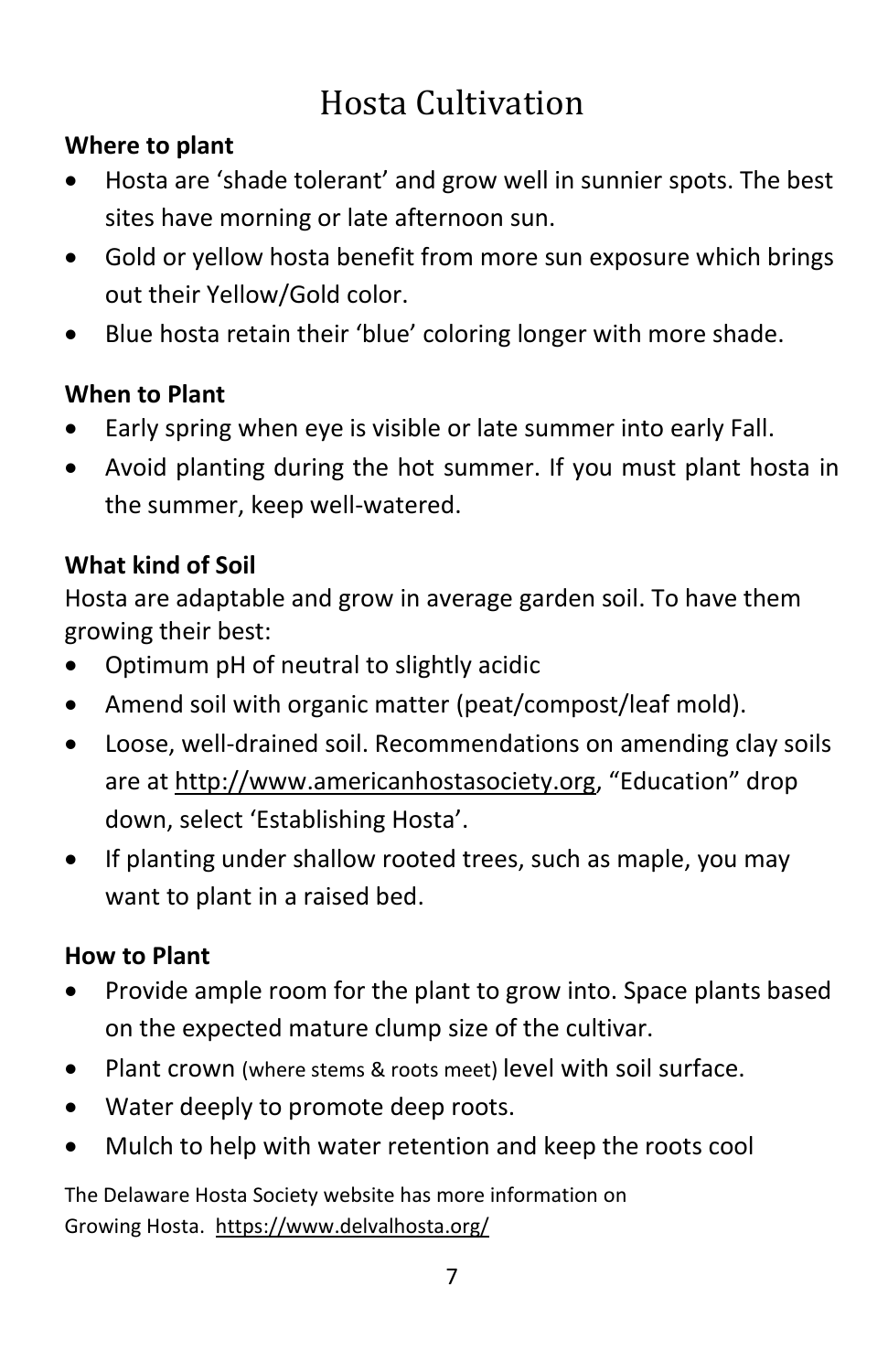# Hosta Cultivation

**Where to plant**

- Hosta are 'shade tolerant' and grow well in sunnier spots. The best sites have morning or late afternoon sun.
- Gold or yellow hosta benefit from more sun exposure which brings out their Yellow/Gold color.
- Blue hosta retain their 'blue' coloring longer with more shade.

**When to Plant**

- Early spring when eye is visible or late summer into early Fall.
- Avoid planting during the hot summer. If you must plant hosta in the summer, keep well-watered.

**What kind of Soil**

Hosta are adaptable and grow in average garden soil. To have them growing their best:

- Optimum pH of neutral to slightly acidic
- Amend soil with organic matter (peat/compost/leaf mold).
- Loose, well-drained soil. Recommendations on amending clay soils are at http://www.americanhostasociety.org, "Education" drop down, select 'Establishing Hosta'.
- If planting under shallow rooted trees, such as maple, you may want to plant in a raised bed.

**How to Plant**

- Provide ample room for the plant to grow into. Space plants based on the expected mature clump size of the cultivar.
- Plant crown (where stems & roots meet) level with soil surface.
- Water deeply to promote deep roots.
- Mulch to help with water retention and keep the roots cool

The Delaware Hosta Society website has more information on Growing Hosta. https://www.delvalhosta.org/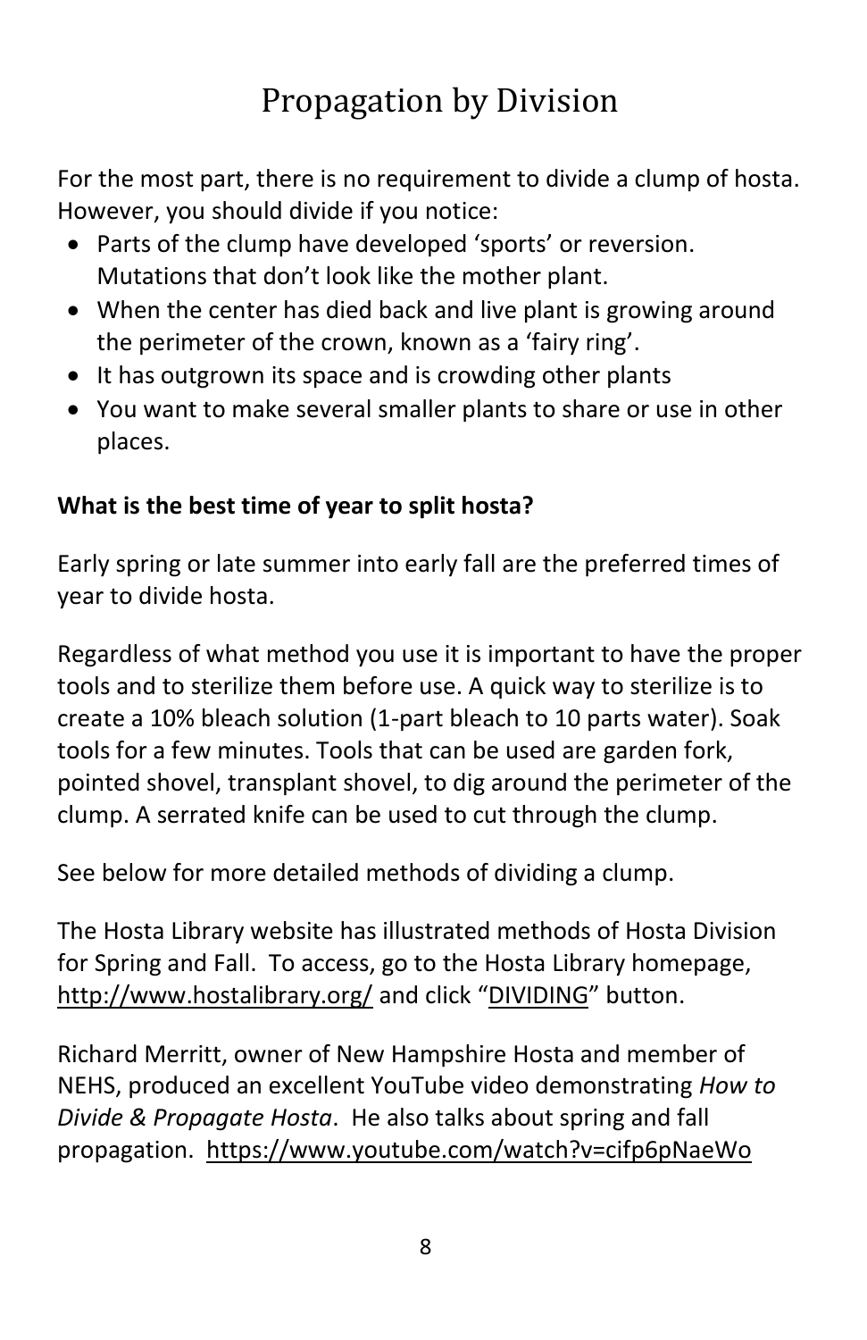# Propagation by Division

For the most part, there is no requirement to divide a clump of hosta. However, you should divide if you notice:

- Parts of the clump have developed 'sports' or reversion. Mutations that don't look like the mother plant.
- When the center has died back and live plant is growing around the perimeter of the crown, known as a 'fairy ring'.
- It has outgrown its space and is crowding other plants
- You want to make several smaller plants to share or use in other places.

**What is the best time of year to split hosta?**

Early spring or late summer into early fall are the preferred times of year to divide hosta.

Regardless of what method you use it is important to have the proper tools and to sterilize them before use. A quick way to sterilize is to create a 10% bleach solution (1-part bleach to 10 parts water). Soak tools for a few minutes. Tools that can be used are garden fork, pointed shovel, transplant shovel, to dig around the perimeter of the clump. A serrated knife can be used to cut through the clump.

See below for more detailed methods of dividing a clump.

The Hosta Library website has illustrated methods of Hosta Division for Spring and Fall. To access, go to the Hosta Library homepage, http://www.hostalibrary.org/ and click "DIVIDING" button.

Richard Merritt, owner of New Hampshire Hosta and member of NEHS, produced an excellent YouTube video demonstrating *How to Divide & Propagate Hosta*. He also talks about spring and fall propagation. https://www.youtube.com/watch?v=cifp6pNaeWo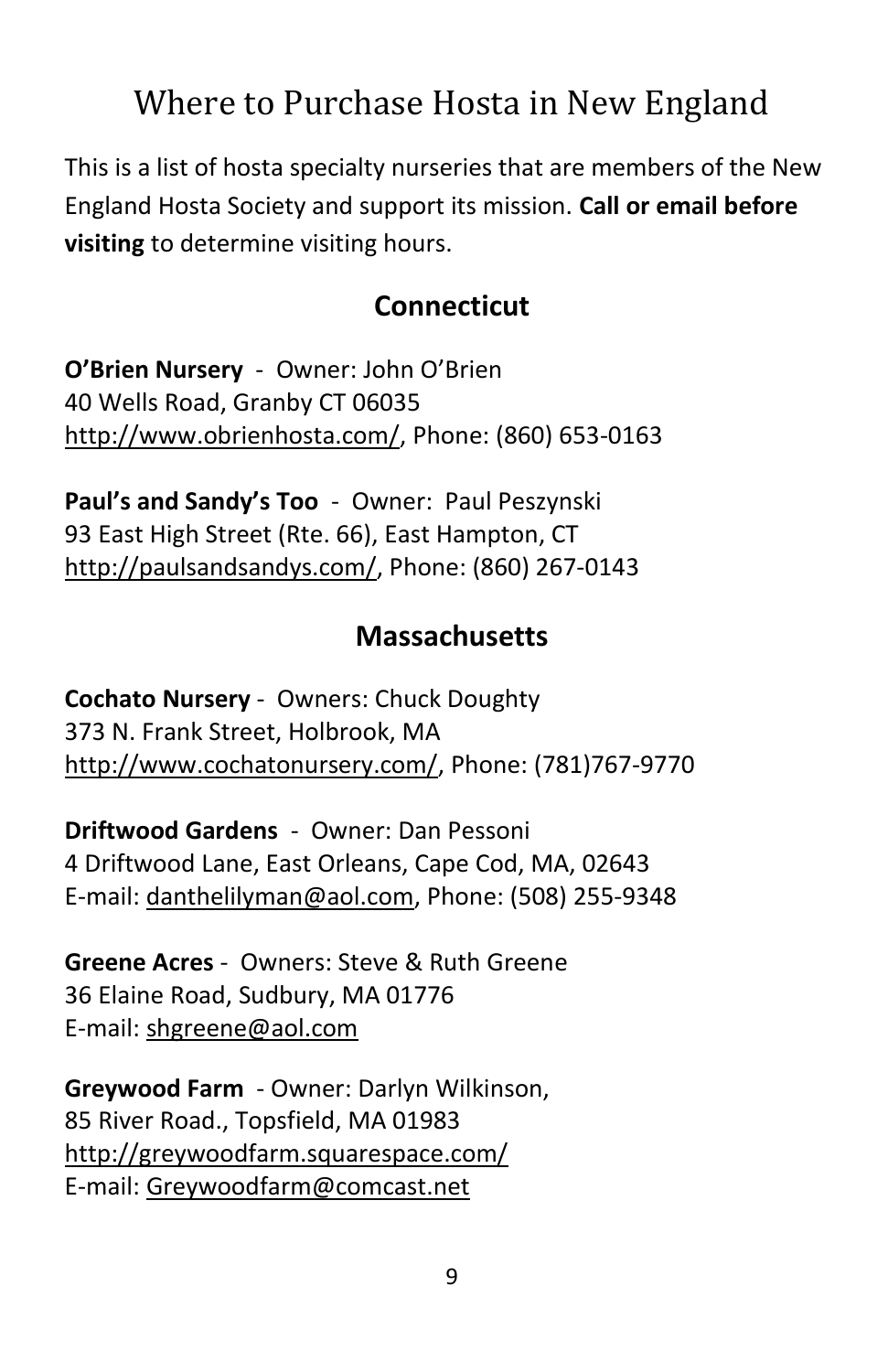# Where to Purchase Hosta in New England

This is a list of hosta specialty nurseries that are members of the New England Hosta Society and support its mission. **Call or email before visiting** to determine visiting hours.

## Connecticut

**O'Brien Nursery** - Owner: John O'Brien
40 Wells Road, Granby CT 06035
http://www.obrienhosta.com/, Phone: (860) 653-0163

**Paul's and Sandy's Too** - Owner: Paul Peszynski
93 East High Street (Rte. 66), East Hampton, CT
http://paulsandsandys.com/, Phone: (860) 267-0143

## Massachusetts

**Cochato Nursery** - Owners: Chuck Doughty
373 N. Frank Street, Holbrook, MA
http://www.cochatonursery.com/, Phone: (781)767-9770

**Driftwood Gardens** - Owner: Dan Pessoni
4 Driftwood Lane, East Orleans, Cape Cod, MA, 02643
E-mail: danthelilyman@aol.com, Phone: (508) 255-9348

**Greene Acres** - Owners: Steve & Ruth Greene
36 Elaine Road, Sudbury, MA 01776
E-mail: shgreene@aol.com

**Greywood Farm** - Owner: Darlyn Wilkinson,
85 River Road., Topsfield, MA 01983
http://greywoodfarm.squarespace.com/
E-mail: Greywoodfarm@comcast.net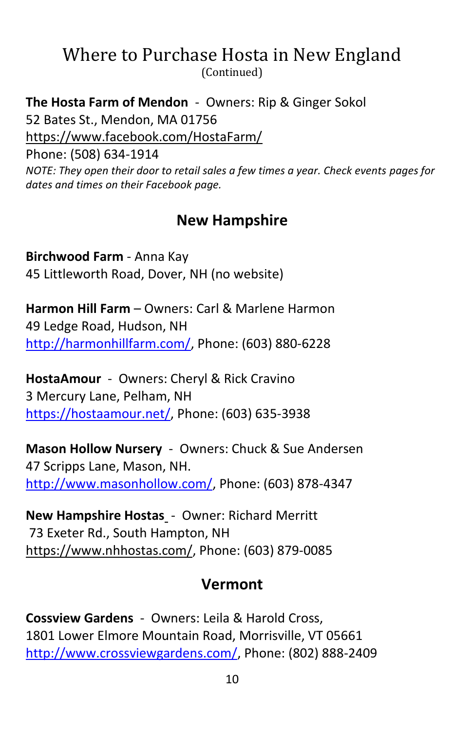# Where to Purchase Hosta in New England

(Continued)

**The Hosta Farm of Mendon** - Owners: Rip & Ginger Sokol
52 Bates St., Mendon, MA 01756
https://www.facebook.com/HostaFarm/
Phone: (508) 634-1914
*NOTE: They open their door to retail sales a few times a year. Check events pages for dates and times on their Facebook page.*

## New Hampshire

**Birchwood Farm** - Anna Kay
45 Littleworth Road, Dover, NH (no website)

**Harmon Hill Farm** – Owners: Carl & Marlene Harmon
49 Ledge Road, Hudson, NH
http://harmonhillfarm.com/, Phone: (603) 880-6228

**HostaAmour** - Owners: Cheryl & Rick Cravino
3 Mercury Lane, Pelham, NH
https://hostaamour.net/, Phone: (603) 635-3938

**Mason Hollow Nursery** - Owners: Chuck & Sue Andersen
47 Scripps Lane, Mason, NH.
http://www.masonhollow.com/, Phone: (603) 878-4347

**New Hampshire Hostas** - Owner: Richard Merritt
73 Exeter Rd., South Hampton, NH
https://www.nhhostas.com/, Phone: (603) 879-0085

## Vermont

**Cossview Gardens** - Owners: Leila & Harold Cross,
1801 Lower Elmore Mountain Road, Morrisville, VT 05661
http://www.crossviewgardens.com/, Phone: (802) 888-2409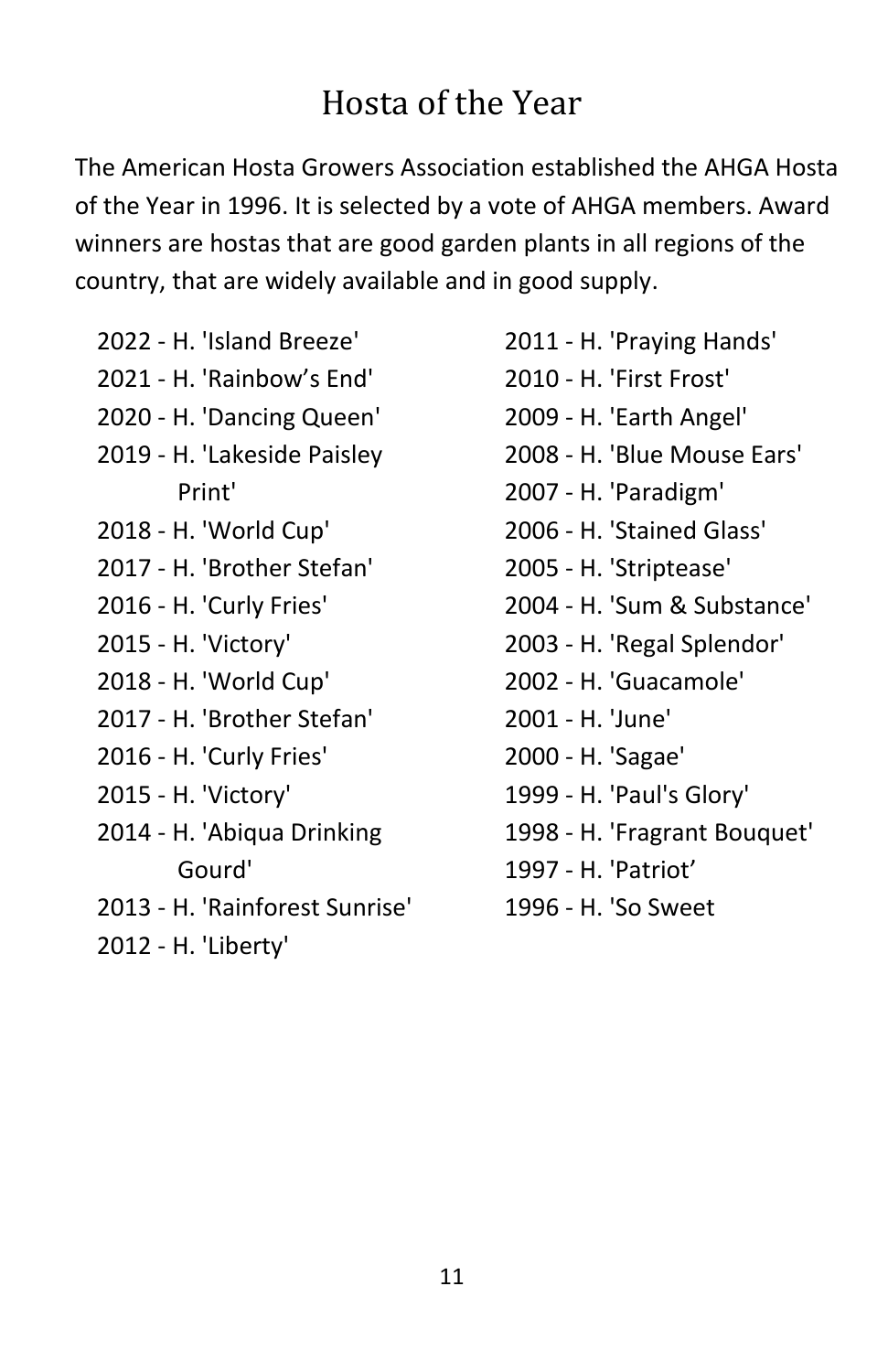# Hosta of the Year

The American Hosta Growers Association established the AHGA Hosta of the Year in 1996. It is selected by a vote of AHGA members. Award winners are hostas that are good garden plants in all regions of the country, that are widely available and in good supply.

- 2022 - H. 'Island Breeze'
- 2021 - H. 'Rainbow's End'
- 2020 - H. 'Dancing Queen'
- 2019 - H. 'Lakeside Paisley Print'
- 2018 - H. 'World Cup'
- 2017 - H. 'Brother Stefan'
- 2016 - H. 'Curly Fries'
- 2015 - H. 'Victory'
- 2018 - H. 'World Cup'
- 2017 - H. 'Brother Stefan'
- 2016 - H. 'Curly Fries'
- 2015 - H. 'Victory'
- 2014 - H. 'Abiqua Drinking Gourd'
- 2013 - H. 'Rainforest Sunrise'
- 2012 - H. 'Liberty'
- 2011 - H. 'Praying Hands'
- 2010 - H. 'First Frost'
- 2009 - H. 'Earth Angel'
- 2008 - H. 'Blue Mouse Ears'
- 2007 - H. 'Paradigm'
- 2006 - H. 'Stained Glass'
- 2005 - H. 'Striptease'
- 2004 - H. 'Sum & Substance'
- 2003 - H. 'Regal Splendor'
- 2002 - H. 'Guacamole'
- 2001 - H. 'June'
- 2000 - H. 'Sagae'
- 1999 - H. 'Paul's Glory'
- 1998 - H. 'Fragrant Bouquet'
- 1997 - H. 'Patriot'
- 1996 - H. 'So Sweet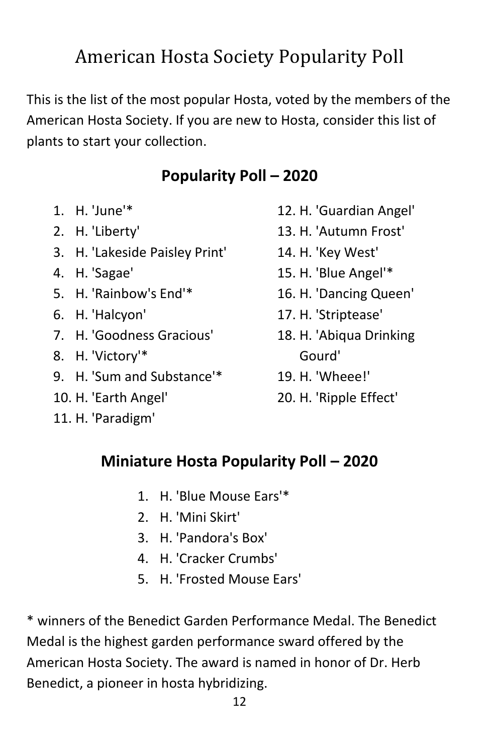# American Hosta Society Popularity Poll

This is the list of the most popular Hosta, voted by the members of the American Hosta Society. If you are new to Hosta, consider this list of plants to start your collection.

## Popularity Poll – 2020

1. H. 'June'*
2. H. 'Liberty'
3. H. 'Lakeside Paisley Print'
4. H. 'Sagae'
5. H. 'Rainbow's End'*
6. H. 'Halcyon'
7. H. 'Goodness Gracious'
8. H. 'Victory'*
9. H. 'Sum and Substance'*
10. H. 'Earth Angel'
11. H. 'Paradigm'
12. H. 'Guardian Angel'
13. H. 'Autumn Frost'
14. H. 'Key West'
15. H. 'Blue Angel'*
16. H. 'Dancing Queen'
17. H. 'Striptease'
18. H. 'Abiqua Drinking Gourd'
19. H. 'Wheee!'
20. H. 'Ripple Effect'

## Miniature Hosta Popularity Poll – 2020

1. H. 'Blue Mouse Ears'*
2. H. 'Mini Skirt'
3. H. 'Pandora's Box'
4. H. 'Cracker Crumbs'
5. H. 'Frosted Mouse Ears'

* winners of the Benedict Garden Performance Medal. The Benedict Medal is the highest garden performance sward offered by the American Hosta Society. The award is named in honor of Dr. Herb Benedict, a pioneer in hosta hybridizing.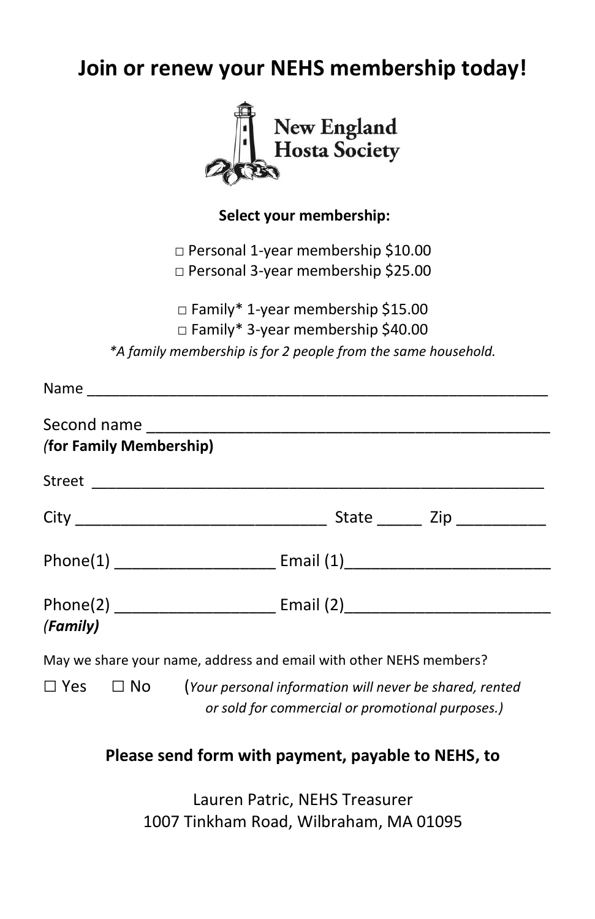# Join or renew your NEHS membership today!

New England Hosta Society

**Select your membership:**

□ Personal 1-year membership $10.00
□ Personal 3-year membership $25.00

□ Family* 1-year membership $15.00
□ Family* 3-year membership $40.00

*\*A family membership is for 2 people from the same household.*

Name ________________________________________________________

Second name ______________________________________________
*(***for Family Membership)**

Street ______________________________________________________

City ____________________________ State _____ Zip __________

Phone(1) __________________ Email (1)_______________________

Phone(2) __________________ Email (2)_______________________
***(Family)***

May we share your name, address and email with other NEHS members?

☐ Yes ☐ No (*Your personal information will never be shared, rented or sold for commercial or promotional purposes.)*

**Please send form with payment, payable to NEHS, to**

Lauren Patric, NEHS Treasurer
1007 Tinkham Road, Wilbraham, MA 01095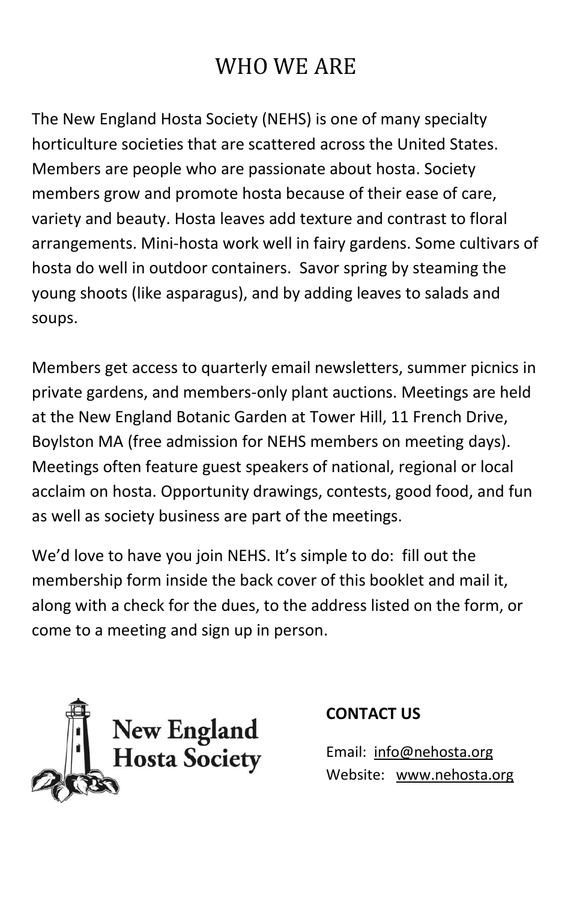# WHO WE ARE

The New England Hosta Society (NEHS) is one of many specialty horticulture societies that are scattered across the United States. Members are people who are passionate about hosta. Society members grow and promote hosta because of their ease of care, variety and beauty. Hosta leaves add texture and contrast to floral arrangements. Mini-hosta work well in fairy gardens. Some cultivars of hosta do well in outdoor containers. Savor spring by steaming the young shoots (like asparagus), and by adding leaves to salads and soups.

Members get access to quarterly email newsletters, summer picnics in private gardens, and members-only plant auctions. Meetings are held at the New England Botanic Garden at Tower Hill, 11 French Drive, Boylston MA (free admission for NEHS members on meeting days). Meetings often feature guest speakers of national, regional or local acclaim on hosta. Opportunity drawings, contests, good food, and fun as well as society business are part of the meetings.

We'd love to have you join NEHS. It's simple to do: fill out the membership form inside the back cover of this booklet and mail it, along with a check for the dues, to the address listed on the form, or come to a meeting and sign up in person.

New England Hosta Society

**CONTACT US**

Email: info@nehosta.org
Website: www.nehosta.org